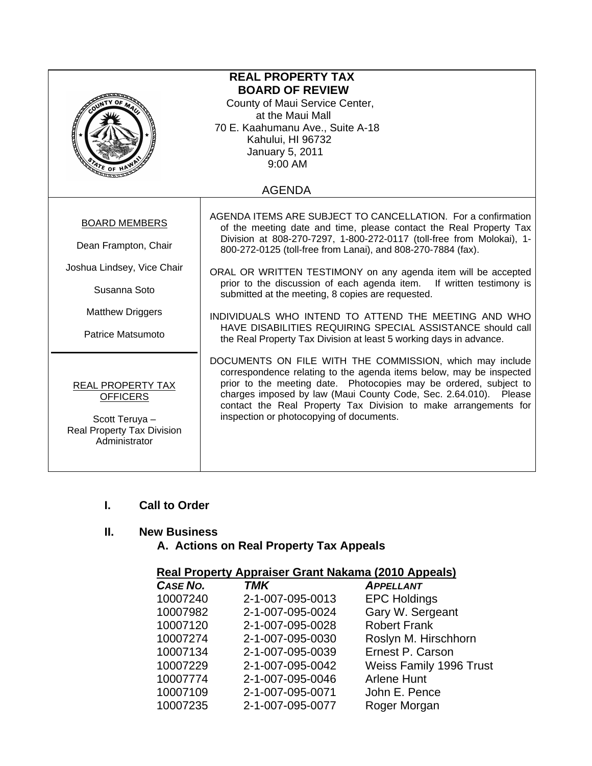# REAL PROPERTY TAX
# BOARD OF REVIEW

County of Maui Service Center,
at the Maui Mall
70 E. Kaahumanu Ave., Suite A-18
Kahului, HI 96732
January 5, 2011
9:00 AM

AGENDA

**BOARD MEMBERS**

Dean Frampton, Chair

Joshua Lindsey, Vice Chair

Susanna Soto

Matthew Driggers

Patrice Matsumoto

**REAL PROPERTY TAX OFFICERS**

Scott Teruya –
Real Property Tax Division Administrator

AGENDA ITEMS ARE SUBJECT TO CANCELLATION. For a confirmation of the meeting date and time, please contact the Real Property Tax Division at 808-270-7297, 1-800-272-0117 (toll-free from Molokai), 1-800-272-0125 (toll-free from Lanai), and 808-270-7884 (fax).

ORAL OR WRITTEN TESTIMONY on any agenda item will be accepted prior to the discussion of each agenda item. If written testimony is submitted at the meeting, 8 copies are requested.

INDIVIDUALS WHO INTEND TO ATTEND THE MEETING AND WHO HAVE DISABILITIES REQUIRING SPECIAL ASSISTANCE should call the Real Property Tax Division at least 5 working days in advance.

DOCUMENTS ON FILE WITH THE COMMISSION, which may include correspondence relating to the agenda items below, may be inspected prior to the meeting date. Photocopies may be ordered, subject to charges imposed by law (Maui County Code, Sec. 2.64.010). Please contact the Real Property Tax Division to make arrangements for inspection or photocopying of documents.

## I. Call to Order

## II. New Business

### A. Actions on Real Property Tax Appeals

**Real Property Appraiser Grant Nakama (2010 Appeals)**

| *CASE NO.* | *TMK* | *APPELLANT* |
|---|---|---|
| 10007240 | 2-1-007-095-0013 | EPC Holdings |
| 10007982 | 2-1-007-095-0024 | Gary W. Sergeant |
| 10007120 | 2-1-007-095-0028 | Robert Frank |
| 10007274 | 2-1-007-095-0030 | Roslyn M. Hirschhorn |
| 10007134 | 2-1-007-095-0039 | Ernest P. Carson |
| 10007229 | 2-1-007-095-0042 | Weiss Family 1996 Trust |
| 10007774 | 2-1-007-095-0046 | Arlene Hunt |
| 10007109 | 2-1-007-095-0071 | John E. Pence |
| 10007235 | 2-1-007-095-0077 | Roger Morgan |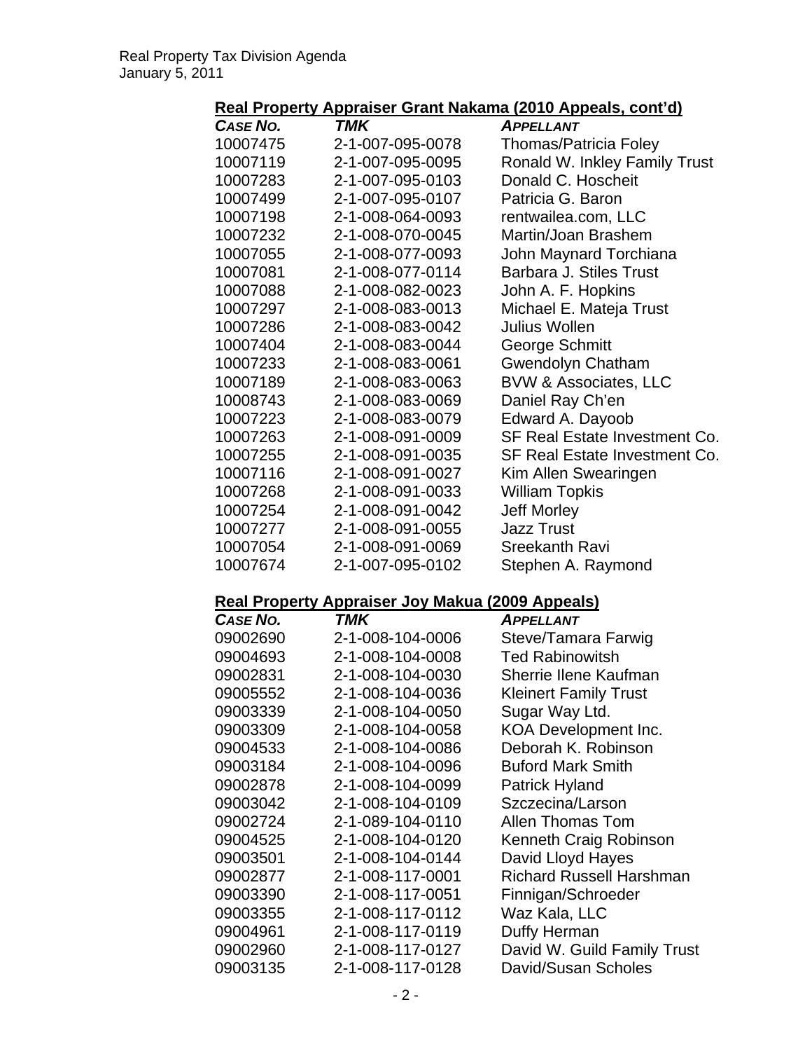### Real Property Appraiser Grant Nakama (2010 Appeals, cont'd)

| CASE NO. | TMK | APPELLANT |
| --- | --- | --- |
| 10007475 | 2-1-007-095-0078 | Thomas/Patricia Foley |
| 10007119 | 2-1-007-095-0095 | Ronald W. Inkley Family Trust |
| 10007283 | 2-1-007-095-0103 | Donald C. Hoscheit |
| 10007499 | 2-1-007-095-0107 | Patricia G. Baron |
| 10007198 | 2-1-008-064-0093 | rentwailea.com, LLC |
| 10007232 | 2-1-008-070-0045 | Martin/Joan Brashem |
| 10007055 | 2-1-008-077-0093 | John Maynard Torchiana |
| 10007081 | 2-1-008-077-0114 | Barbara J. Stiles Trust |
| 10007088 | 2-1-008-082-0023 | John A. F. Hopkins |
| 10007297 | 2-1-008-083-0013 | Michael E. Mateja Trust |
| 10007286 | 2-1-008-083-0042 | Julius Wollen |
| 10007404 | 2-1-008-083-0044 | George Schmitt |
| 10007233 | 2-1-008-083-0061 | Gwendolyn Chatham |
| 10007189 | 2-1-008-083-0063 | BVW & Associates, LLC |
| 10008743 | 2-1-008-083-0069 | Daniel Ray Ch'en |
| 10007223 | 2-1-008-083-0079 | Edward A. Dayoob |
| 10007263 | 2-1-008-091-0009 | SF Real Estate Investment Co. |
| 10007255 | 2-1-008-091-0035 | SF Real Estate Investment Co. |
| 10007116 | 2-1-008-091-0027 | Kim Allen Swearingen |
| 10007268 | 2-1-008-091-0033 | William Topkis |
| 10007254 | 2-1-008-091-0042 | Jeff Morley |
| 10007277 | 2-1-008-091-0055 | Jazz Trust |
| 10007054 | 2-1-008-091-0069 | Sreekanth Ravi |
| 10007674 | 2-1-007-095-0102 | Stephen A. Raymond |

### Real Property Appraiser Joy Makua (2009 Appeals)

| CASE NO. | TMK | APPELLANT |
| --- | --- | --- |
| 09002690 | 2-1-008-104-0006 | Steve/Tamara Farwig |
| 09004693 | 2-1-008-104-0008 | Ted Rabinowitsh |
| 09002831 | 2-1-008-104-0030 | Sherrie Ilene Kaufman |
| 09005552 | 2-1-008-104-0036 | Kleinert Family Trust |
| 09003339 | 2-1-008-104-0050 | Sugar Way Ltd. |
| 09003309 | 2-1-008-104-0058 | KOA Development Inc. |
| 09004533 | 2-1-008-104-0086 | Deborah K. Robinson |
| 09003184 | 2-1-008-104-0096 | Buford Mark Smith |
| 09002878 | 2-1-008-104-0099 | Patrick Hyland |
| 09003042 | 2-1-008-104-0109 | Szczecina/Larson |
| 09002724 | 2-1-089-104-0110 | Allen Thomas Tom |
| 09004525 | 2-1-008-104-0120 | Kenneth Craig Robinson |
| 09003501 | 2-1-008-104-0144 | David Lloyd Hayes |
| 09002877 | 2-1-008-117-0001 | Richard Russell Harshman |
| 09003390 | 2-1-008-117-0051 | Finnigan/Schroeder |
| 09003355 | 2-1-008-117-0112 | Waz Kala, LLC |
| 09004961 | 2-1-008-117-0119 | Duffy Herman |
| 09002960 | 2-1-008-117-0127 | David W. Guild Family Trust |
| 09003135 | 2-1-008-117-0128 | David/Susan Scholes |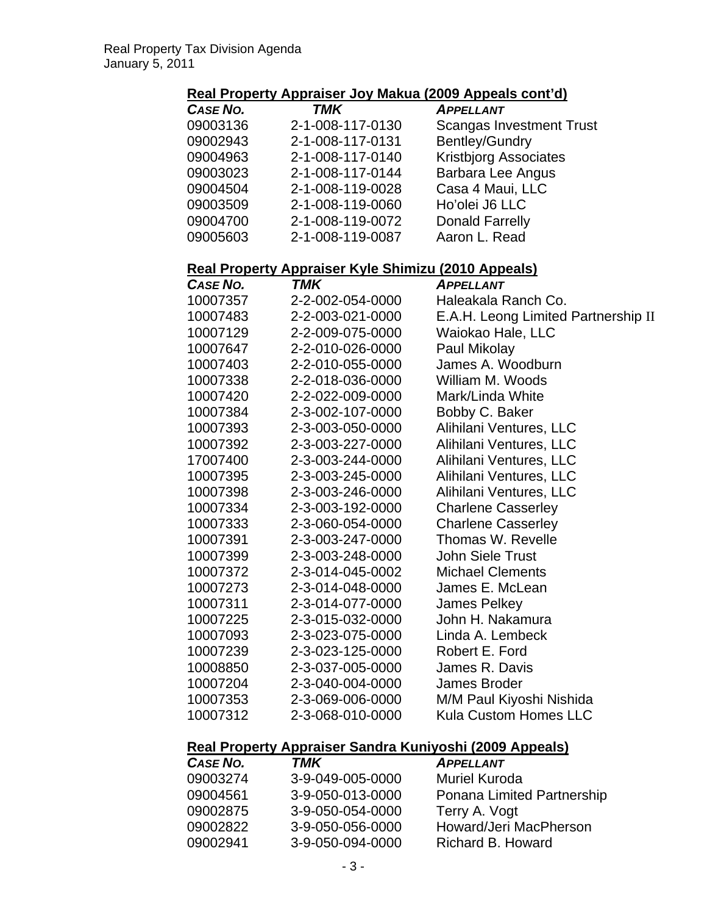Real Property Tax Division Agenda
January 5, 2011

**Real Property Appraiser Joy Makua (2009 Appeals cont'd)**

| *CASE NO.* | *TMK* | *APPELLANT* |
|---|---|---|
| 09003136 | 2-1-008-117-0130 | Scangas Investment Trust |
| 09002943 | 2-1-008-117-0131 | Bentley/Gundry |
| 09004963 | 2-1-008-117-0140 | Kristbjorg Associates |
| 09003023 | 2-1-008-117-0144 | Barbara Lee Angus |
| 09004504 | 2-1-008-119-0028 | Casa 4 Maui, LLC |
| 09003509 | 2-1-008-119-0060 | Ho'olei J6 LLC |
| 09004700 | 2-1-008-119-0072 | Donald Farrelly |
| 09005603 | 2-1-008-119-0087 | Aaron L. Read |

**Real Property Appraiser Kyle Shimizu (2010 Appeals)**

| *CASE NO.* | *TMK* | *APPELLANT* |
|---|---|---|
| 10007357 | 2-2-002-054-0000 | Haleakala Ranch Co. |
| 10007483 | 2-2-003-021-0000 | E.A.H. Leong Limited Partnership II |
| 10007129 | 2-2-009-075-0000 | Waiokao Hale, LLC |
| 10007647 | 2-2-010-026-0000 | Paul Mikolay |
| 10007403 | 2-2-010-055-0000 | James A. Woodburn |
| 10007338 | 2-2-018-036-0000 | William M. Woods |
| 10007420 | 2-2-022-009-0000 | Mark/Linda White |
| 10007384 | 2-3-002-107-0000 | Bobby C. Baker |
| 10007393 | 2-3-003-050-0000 | Alihilani Ventures, LLC |
| 10007392 | 2-3-003-227-0000 | Alihilani Ventures, LLC |
| 17007400 | 2-3-003-244-0000 | Alihilani Ventures, LLC |
| 10007395 | 2-3-003-245-0000 | Alihilani Ventures, LLC |
| 10007398 | 2-3-003-246-0000 | Alihilani Ventures, LLC |
| 10007334 | 2-3-003-192-0000 | Charlene Casserley |
| 10007333 | 2-3-060-054-0000 | Charlene Casserley |
| 10007391 | 2-3-003-247-0000 | Thomas W. Revelle |
| 10007399 | 2-3-003-248-0000 | John Siele Trust |
| 10007372 | 2-3-014-045-0002 | Michael Clements |
| 10007273 | 2-3-014-048-0000 | James E. McLean |
| 10007311 | 2-3-014-077-0000 | James Pelkey |
| 10007225 | 2-3-015-032-0000 | John H. Nakamura |
| 10007093 | 2-3-023-075-0000 | Linda A. Lembeck |
| 10007239 | 2-3-023-125-0000 | Robert E. Ford |
| 10008850 | 2-3-037-005-0000 | James R. Davis |
| 10007204 | 2-3-040-004-0000 | James Broder |
| 10007353 | 2-3-069-006-0000 | M/M Paul Kiyoshi Nishida |
| 10007312 | 2-3-068-010-0000 | Kula Custom Homes LLC |

**Real Property Appraiser Sandra Kuniyoshi (2009 Appeals)**

| *CASE NO.* | *TMK* | *APPELLANT* |
|---|---|---|
| 09003274 | 3-9-049-005-0000 | Muriel Kuroda |
| 09004561 | 3-9-050-013-0000 | Ponana Limited Partnership |
| 09002875 | 3-9-050-054-0000 | Terry A. Vogt |
| 09002822 | 3-9-050-056-0000 | Howard/Jeri MacPherson |
| 09002941 | 3-9-050-094-0000 | Richard B. Howard |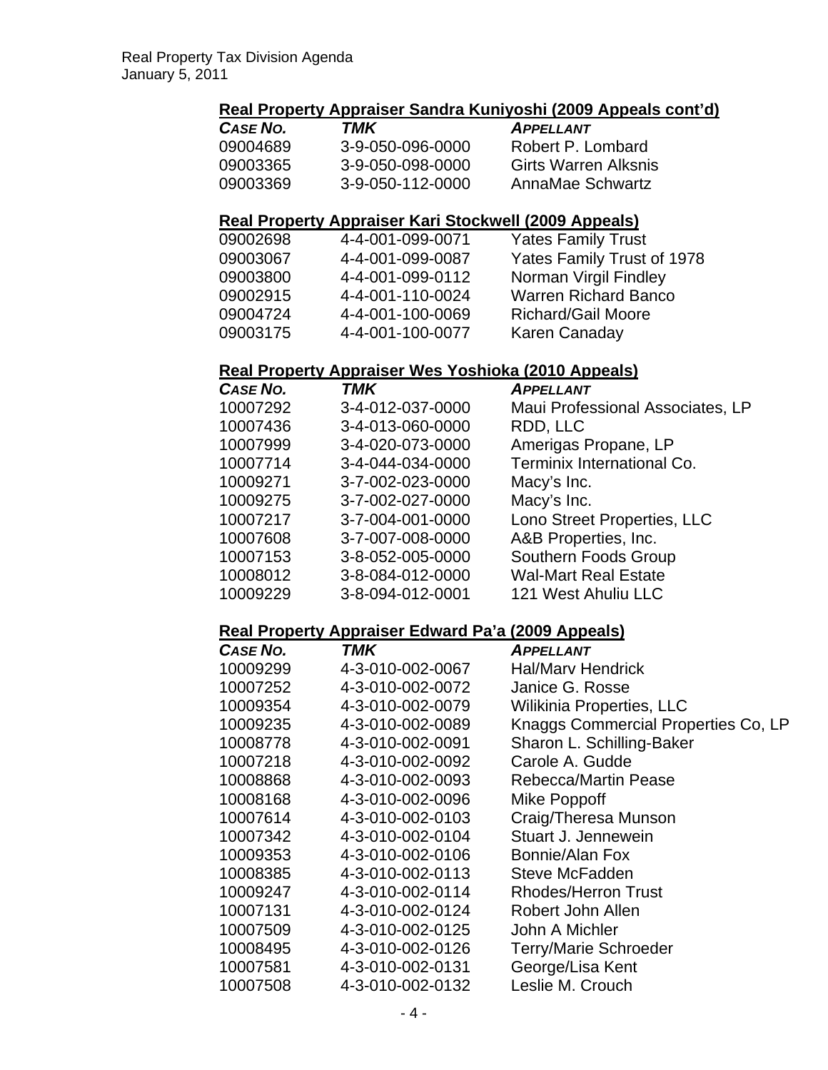### Real Property Appraiser Sandra Kuniyoshi (2009 Appeals cont'd)

| *CASE NO.* | *TMK* | *APPELLANT* |
|---|---|---|
| 09004689 | 3-9-050-096-0000 | Robert P. Lombard |
| 09003365 | 3-9-050-098-0000 | Girts Warren Alksnis |
| 09003369 | 3-9-050-112-0000 | AnnaMae Schwartz |

### Real Property Appraiser Kari Stockwell (2009 Appeals)

| | | |
|---|---|---|
| 09002698 | 4-4-001-099-0071 | Yates Family Trust |
| 09003067 | 4-4-001-099-0087 | Yates Family Trust of 1978 |
| 09003800 | 4-4-001-099-0112 | Norman Virgil Findley |
| 09002915 | 4-4-001-110-0024 | Warren Richard Banco |
| 09004724 | 4-4-001-100-0069 | Richard/Gail Moore |
| 09003175 | 4-4-001-100-0077 | Karen Canaday |

### Real Property Appraiser Wes Yoshioka (2010 Appeals)

| *CASE NO.* | *TMK* | *APPELLANT* |
|---|---|---|
| 10007292 | 3-4-012-037-0000 | Maui Professional Associates, LP |
| 10007436 | 3-4-013-060-0000 | RDD, LLC |
| 10007999 | 3-4-020-073-0000 | Amerigas Propane, LP |
| 10007714 | 3-4-044-034-0000 | Terminix International Co. |
| 10009271 | 3-7-002-023-0000 | Macy's Inc. |
| 10009275 | 3-7-002-027-0000 | Macy's Inc. |
| 10007217 | 3-7-004-001-0000 | Lono Street Properties, LLC |
| 10007608 | 3-7-007-008-0000 | A&B Properties, Inc. |
| 10007153 | 3-8-052-005-0000 | Southern Foods Group |
| 10008012 | 3-8-084-012-0000 | Wal-Mart Real Estate |
| 10009229 | 3-8-094-012-0001 | 121 West Ahuliu LLC |

### Real Property Appraiser Edward Pa'a (2009 Appeals)

| *CASE NO.* | *TMK* | *APPELLANT* |
|---|---|---|
| 10009299 | 4-3-010-002-0067 | Hal/Marv Hendrick |
| 10007252 | 4-3-010-002-0072 | Janice G. Rosse |
| 10009354 | 4-3-010-002-0079 | Wilikinia Properties, LLC |
| 10009235 | 4-3-010-002-0089 | Knaggs Commercial Properties Co, LP |
| 10008778 | 4-3-010-002-0091 | Sharon L. Schilling-Baker |
| 10007218 | 4-3-010-002-0092 | Carole A. Gudde |
| 10008868 | 4-3-010-002-0093 | Rebecca/Martin Pease |
| 10008168 | 4-3-010-002-0096 | Mike Poppoff |
| 10007614 | 4-3-010-002-0103 | Craig/Theresa Munson |
| 10007342 | 4-3-010-002-0104 | Stuart J. Jennewein |
| 10009353 | 4-3-010-002-0106 | Bonnie/Alan Fox |
| 10008385 | 4-3-010-002-0113 | Steve McFadden |
| 10009247 | 4-3-010-002-0114 | Rhodes/Herron Trust |
| 10007131 | 4-3-010-002-0124 | Robert John Allen |
| 10007509 | 4-3-010-002-0125 | John A Michler |
| 10008495 | 4-3-010-002-0126 | Terry/Marie Schroeder |
| 10007581 | 4-3-010-002-0131 | George/Lisa Kent |
| 10007508 | 4-3-010-002-0132 | Leslie M. Crouch |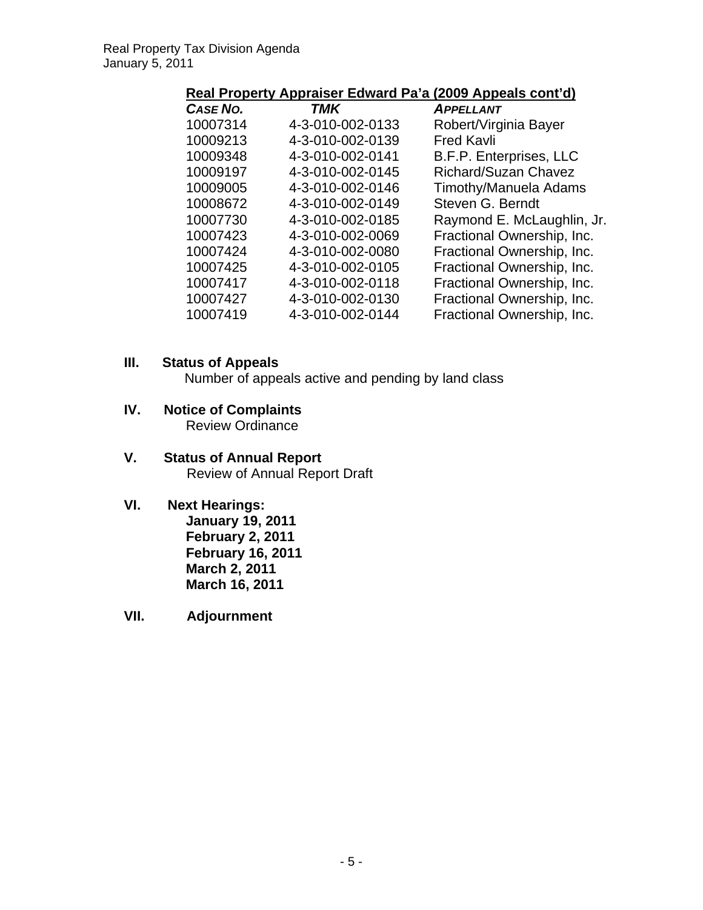**Real Property Appraiser Edward Pa'a (2009 Appeals cont'd)**

| *CASE NO.* | *TMK* | *APPELLANT* |
|---|---|---|
| 10007314 | 4-3-010-002-0133 | Robert/Virginia Bayer |
| 10009213 | 4-3-010-002-0139 | Fred Kavli |
| 10009348 | 4-3-010-002-0141 | B.F.P. Enterprises, LLC |
| 10009197 | 4-3-010-002-0145 | Richard/Suzan Chavez |
| 10009005 | 4-3-010-002-0146 | Timothy/Manuela Adams |
| 10008672 | 4-3-010-002-0149 | Steven G. Berndt |
| 10007730 | 4-3-010-002-0185 | Raymond E. McLaughlin, Jr. |
| 10007423 | 4-3-010-002-0069 | Fractional Ownership, Inc. |
| 10007424 | 4-3-010-002-0080 | Fractional Ownership, Inc. |
| 10007425 | 4-3-010-002-0105 | Fractional Ownership, Inc. |
| 10007417 | 4-3-010-002-0118 | Fractional Ownership, Inc. |
| 10007427 | 4-3-010-002-0130 | Fractional Ownership, Inc. |
| 10007419 | 4-3-010-002-0144 | Fractional Ownership, Inc. |

**III. Status of Appeals**

Number of appeals active and pending by land class

**IV. Notice of Complaints**

Review Ordinance

**V. Status of Annual Report**

Review of Annual Report Draft

**VI. Next Hearings:**

**January 19, 2011**
**February 2, 2011**
**February 16, 2011**
**March 2, 2011**
**March 16, 2011**

**VII. Adjournment**